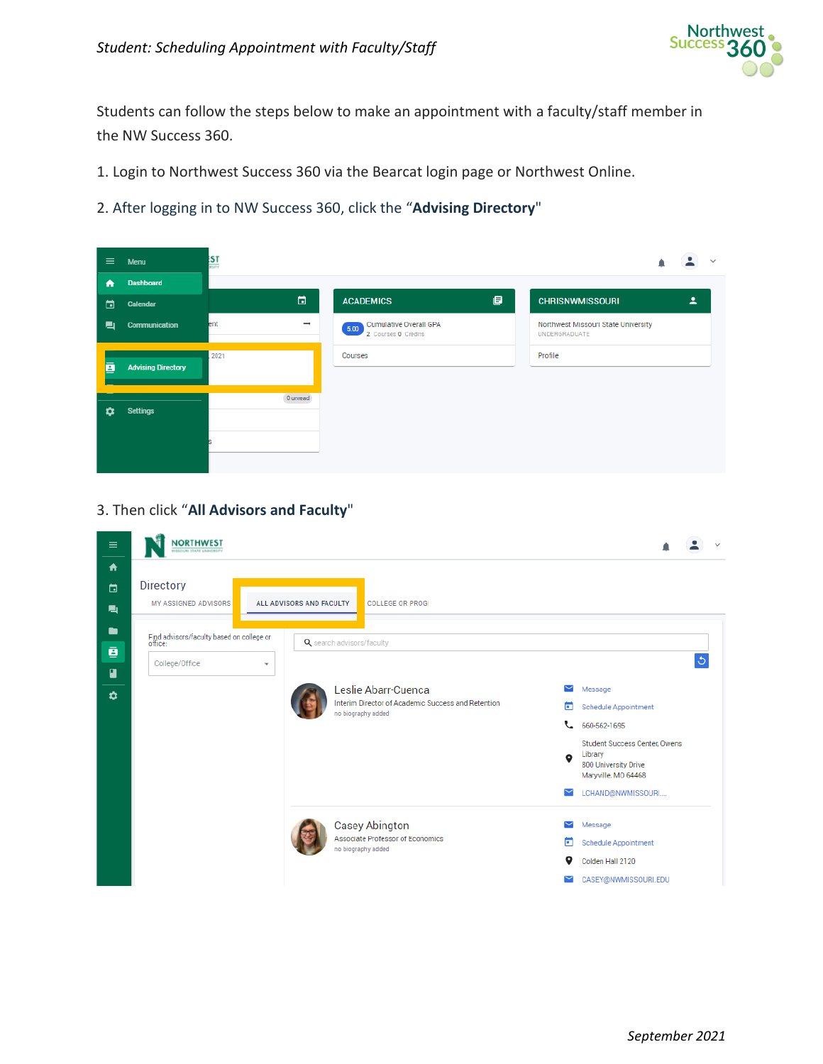*Student: Scheduling Appointment with Faculty/Staff*

Students can follow the steps below to make an appointment with a faculty/staff member in the NW Success 360.

1. Login to Northwest Success 360 via the Bearcat login page or Northwest Online.

2. After logging in to NW Success 360, click the "**Advising Directory**"

3. Then click "**All Advisors and Faculty**"

*September 2021*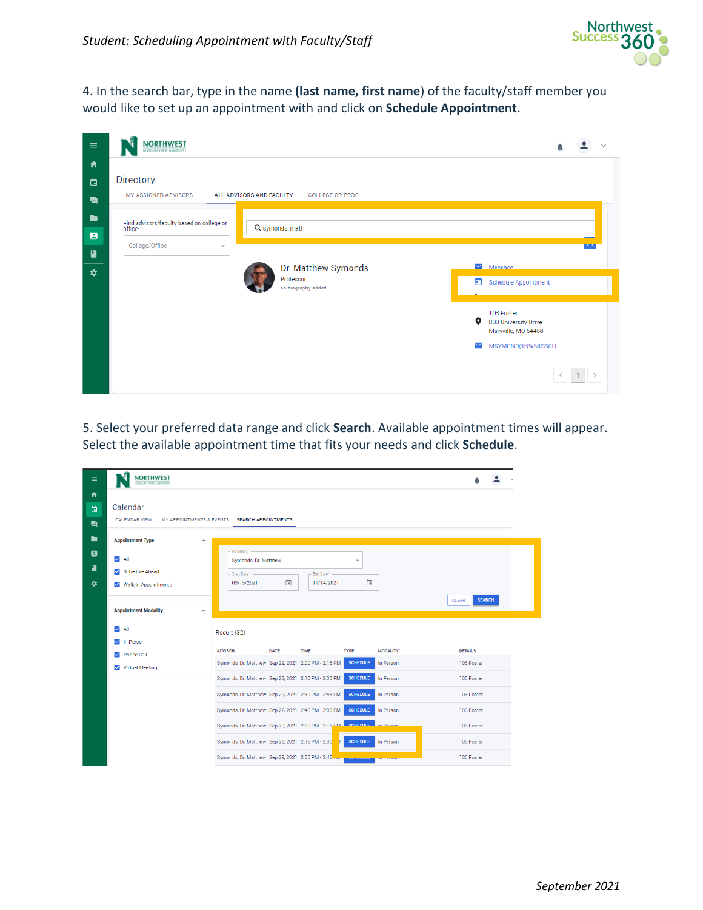4. In the search bar, type in the name **(last name, first name**) of the faculty/staff member you would like to set up an appointment with and click on **Schedule Appointment**.

5. Select your preferred data range and click **Search**. Available appointment times will appear. Select the available appointment time that fits your needs and click **Schedule**.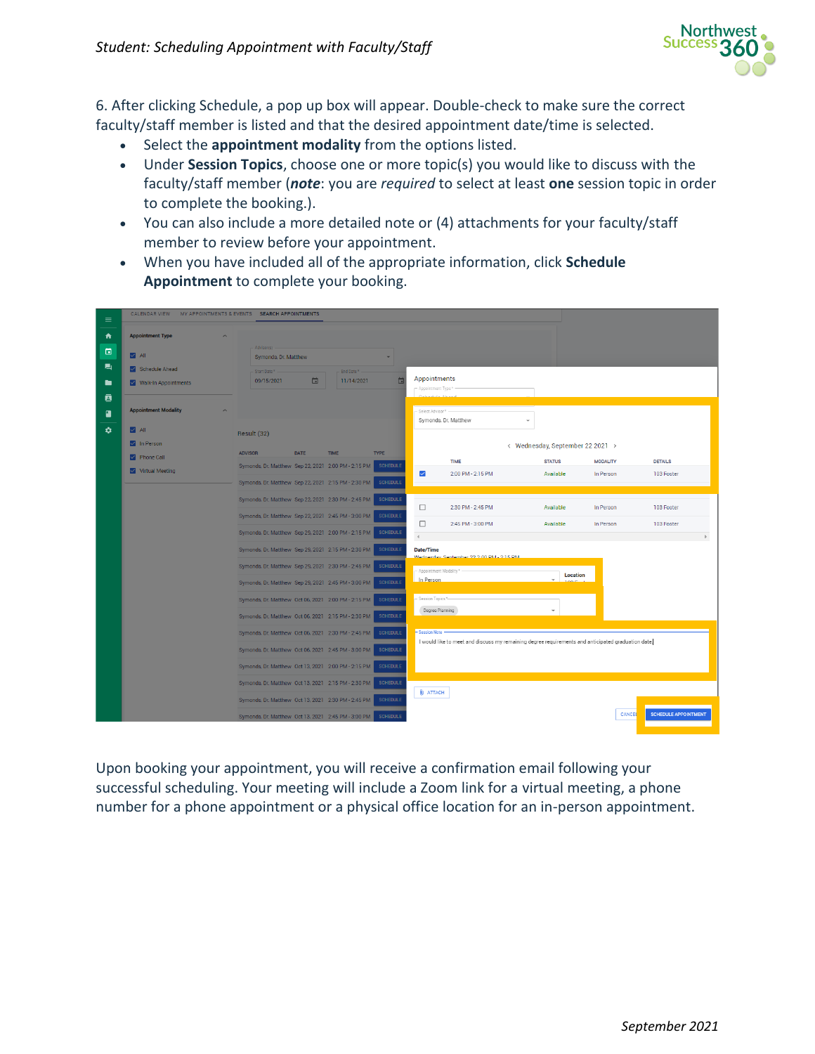6. After clicking Schedule, a pop up box will appear. Double-check to make sure the correct faculty/staff member is listed and that the desired appointment date/time is selected.

- Select the **appointment modality** from the options listed.
- Under **Session Topics**, choose one or more topic(s) you would like to discuss with the faculty/staff member (***note***: you are *required* to select at least **one** session topic in order to complete the booking.).
- You can also include a more detailed note or (4) attachments for your faculty/staff member to review before your appointment.
- When you have included all of the appropriate information, click **Schedule Appointment** to complete your booking.

Upon booking your appointment, you will receive a confirmation email following your successful scheduling. Your meeting will include a Zoom link for a virtual meeting, a phone number for a phone appointment or a physical office location for an in-person appointment.